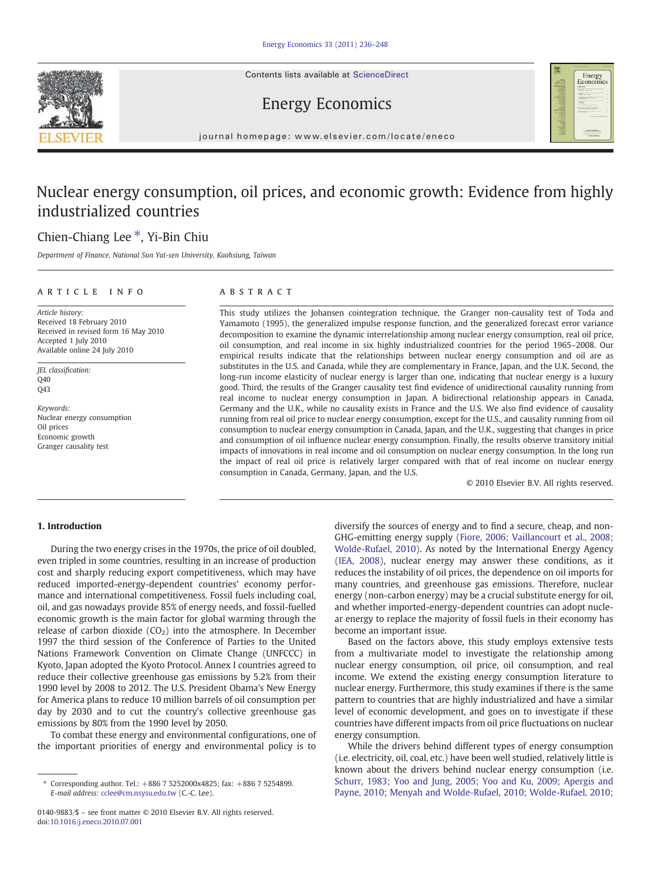# Nuclear energy consumption, oil prices, and economic growth: Evidence from highly industrialized countries

Chien-Chiang Lee *, Yi-Bin Chiu

*Department of Finance, National Sun Yat-sen University, Kaohsiung, Taiwan*

## ARTICLE INFO

*Article history:*
Received 18 February 2010
Received in revised form 16 May 2010
Accepted 1 July 2010
Available online 24 July 2010

*JEL classification:*
Q40
Q43

*Keywords:*
Nuclear energy consumption
Oil prices
Economic growth
Granger causality test

## ABSTRACT

This study utilizes the Johansen cointegration technique, the Granger non-causality test of Toda and Yamamoto (1995), the generalized impulse response function, and the generalized forecast error variance decomposition to examine the dynamic interrelationship among nuclear energy consumption, real oil price, oil consumption, and real income in six highly industrialized countries for the period 1965–2008. Our empirical results indicate that the relationships between nuclear energy consumption and oil are as substitutes in the U.S. and Canada, while they are complementary in France, Japan, and the U.K. Second, the long-run income elasticity of nuclear energy is larger than one, indicating that nuclear energy is a luxury good. Third, the results of the Granger causality test find evidence of unidirectional causality running from real income to nuclear energy consumption in Japan. A bidirectional relationship appears in Canada, Germany and the U.K., while no causality exists in France and the U.S. We also find evidence of causality running from real oil price to nuclear energy consumption, except for the U.S., and causality running from oil consumption to nuclear energy consumption in Canada, Japan, and the U.K., suggesting that changes in price and consumption of oil influence nuclear energy consumption. Finally, the results observe transitory initial impacts of innovations in real income and oil consumption on nuclear energy consumption. In the long run the impact of real oil price is relatively larger compared with that of real income on nuclear energy consumption in Canada, Germany, Japan, and the U.S.

© 2010 Elsevier B.V. All rights reserved.

## 1. Introduction

During the two energy crises in the 1970s, the price of oil doubled, even tripled in some countries, resulting in an increase of production cost and sharply reducing export competitiveness, which may have reduced imported-energy-dependent countries' economy performance and international competitiveness. Fossil fuels including coal, oil, and gas nowadays provide 85% of energy needs, and fossil-fuelled economic growth is the main factor for global warming through the release of carbon dioxide ($CO_2$) into the atmosphere. In December 1997 the third session of the Conference of the Parties to the United Nations Framework Convention on Climate Change (UNFCCC) in Kyoto, Japan adopted the Kyoto Protocol. Annex I countries agreed to reduce their collective greenhouse gas emissions by 5.2% from their 1990 level by 2008 to 2012. The U.S. President Obama's New Energy for America plans to reduce 10 million barrels of oil consumption per day by 2030 and to cut the country's collective greenhouse gas emissions by 80% from the 1990 level by 2050.

To combat these energy and environmental configurations, one of the important priorities of energy and environmental policy is to diversify the sources of energy and to find a secure, cheap, and non-GHG-emitting energy supply (Fiore, 2006; Vaillancourt et al., 2008; Wolde-Rufael, 2010). As noted by the International Energy Agency (IEA, 2008), nuclear energy may answer these conditions, as it reduces the instability of oil prices, the dependence on oil imports for many countries, and greenhouse gas emissions. Therefore, nuclear energy (non-carbon energy) may be a crucial substitute energy for oil, and whether imported-energy-dependent countries can adopt nuclear energy to replace the majority of fossil fuels in their economy has become an important issue.

Based on the factors above, this study employs extensive tests from a multivariate model to investigate the relationship among nuclear energy consumption, oil price, oil consumption, and real income. We extend the existing energy consumption literature to nuclear energy. Furthermore, this study examines if there is the same pattern to countries that are highly industrialized and have a similar level of economic development, and goes on to investigate if these countries have different impacts from oil price fluctuations on nuclear energy consumption.

While the drivers behind different types of energy consumption (i.e. electricity, oil, coal, etc.) have been well studied, relatively little is known about the drivers behind nuclear energy consumption (i.e. Schurr, 1983; Yoo and Jung, 2005; Yoo and Ku, 2009; Apergis and Payne, 2010; Menyah and Wolde-Rufael, 2010; Wolde-Rufael, 2010;

---

* Corresponding author. Tel.: +886 7 5252000x4825; fax: +886 7 5254899. *E-mail address:* cclee@cm.nsysu.edu.tw (C.-C. Lee).

0140-9883/$ – see front matter © 2010 Elsevier B.V. All rights reserved.
doi:10.1016/j.eneco.2010.07.001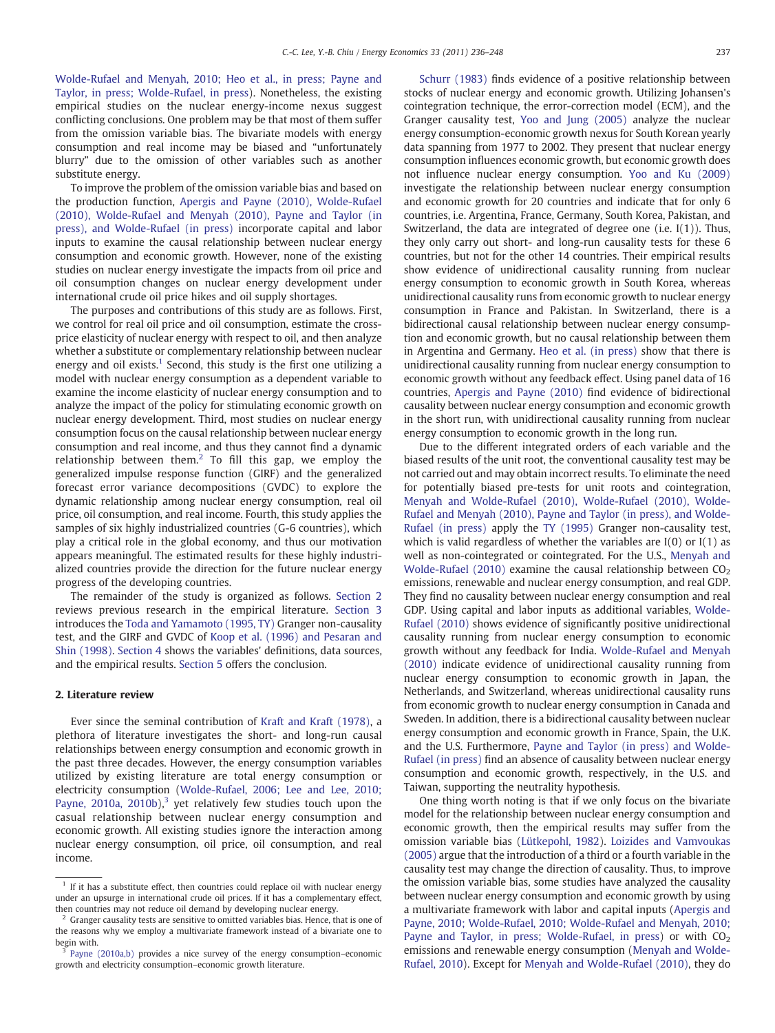Wolde-Rufael and Menyah, 2010; Heo et al., in press; Payne and Taylor, in press; Wolde-Rufael, in press). Nonetheless, the existing empirical studies on the nuclear energy-income nexus suggest conflicting conclusions. One problem may be that most of them suffer from the omission variable bias. The bivariate models with energy consumption and real income may be biased and "unfortunately blurry" due to the omission of other variables such as another substitute energy.

To improve the problem of the omission variable bias and based on the production function, Apergis and Payne (2010), Wolde-Rufael (2010), Wolde-Rufael and Menyah (2010), Payne and Taylor (in press), and Wolde-Rufael (in press) incorporate capital and labor inputs to examine the causal relationship between nuclear energy consumption and economic growth. However, none of the existing studies on nuclear energy investigate the impacts from oil price and oil consumption changes on nuclear energy development under international crude oil price hikes and oil supply shortages.

The purposes and contributions of this study are as follows. First, we control for real oil price and oil consumption, estimate the cross-price elasticity of nuclear energy with respect to oil, and then analyze whether a substitute or complementary relationship between nuclear energy and oil exists.[1] Second, this study is the first one utilizing a model with nuclear energy consumption as a dependent variable to examine the income elasticity of nuclear energy consumption and to analyze the impact of the policy for stimulating economic growth on nuclear energy development. Third, most studies on nuclear energy consumption focus on the causal relationship between nuclear energy consumption and real income, and thus they cannot find a dynamic relationship between them.[2] To fill this gap, we employ the generalized impulse response function (GIRF) and the generalized forecast error variance decompositions (GVDC) to explore the dynamic relationship among nuclear energy consumption, real oil price, oil consumption, and real income. Fourth, this study applies the samples of six highly industrialized countries (G-6 countries), which play a critical role in the global economy, and thus our motivation appears meaningful. The estimated results for these highly industrialized countries provide the direction for the future nuclear energy progress of the developing countries.

The remainder of the study is organized as follows. Section 2 reviews previous research in the empirical literature. Section 3 introduces the Toda and Yamamoto (1995, TY) Granger non-causality test, and the GIRF and GVDC of Koop et al. (1996) and Pesaran and Shin (1998). Section 4 shows the variables' definitions, data sources, and the empirical results. Section 5 offers the conclusion.

## 2. Literature review

Ever since the seminal contribution of Kraft and Kraft (1978), a plethora of literature investigates the short- and long-run causal relationships between energy consumption and economic growth in the past three decades. However, the energy consumption variables utilized by existing literature are total energy consumption or electricity consumption (Wolde-Rufael, 2006; Lee and Lee, 2010; Payne, 2010a, 2010b),[3] yet relatively few studies touch upon the casual relationship between nuclear energy consumption and economic growth. All existing studies ignore the interaction among nuclear energy consumption, oil price, oil consumption, and real income.

Schurr (1983) finds evidence of a positive relationship between stocks of nuclear energy and economic growth. Utilizing Johansen's cointegration technique, the error-correction model (ECM), and the Granger causality test, Yoo and Jung (2005) analyze the nuclear energy consumption-economic growth nexus for South Korean yearly data spanning from 1977 to 2002. They present that nuclear energy consumption influences economic growth, but economic growth does not influence nuclear energy consumption. Yoo and Ku (2009) investigate the relationship between nuclear energy consumption and economic growth for 20 countries and indicate that for only 6 countries, i.e. Argentina, France, Germany, South Korea, Pakistan, and Switzerland, the data are integrated of degree one (i.e. I(1)). Thus, they only carry out short- and long-run causality tests for these 6 countries, but not for the other 14 countries. Their empirical results show evidence of unidirectional causality running from nuclear energy consumption to economic growth in South Korea, whereas unidirectional causality runs from economic growth to nuclear energy consumption in France and Pakistan. In Switzerland, there is a bidirectional causal relationship between nuclear energy consumption and economic growth, but no causal relationship between them in Argentina and Germany. Heo et al. (in press) show that there is unidirectional causality running from nuclear energy consumption to economic growth without any feedback effect. Using panel data of 16 countries, Apergis and Payne (2010) find evidence of bidirectional causality between nuclear energy consumption and economic growth in the short run, with unidirectional causality running from nuclear energy consumption to economic growth in the long run.

Due to the different integrated orders of each variable and the biased results of the unit root, the conventional causality test may be not carried out and may obtain incorrect results. To eliminate the need for potentially biased pre-tests for unit roots and cointegration, Menyah and Wolde-Rufael (2010), Wolde-Rufael (2010), Wolde-Rufael and Menyah (2010), Payne and Taylor (in press), and Wolde-Rufael (in press) apply the TY (1995) Granger non-causality test, which is valid regardless of whether the variables are I(0) or I(1) as well as non-cointegrated or cointegrated. For the U.S., Menyah and Wolde-Rufael (2010) examine the causal relationship between $CO_2$ emissions, renewable and nuclear energy consumption, and real GDP. They find no causality between nuclear energy consumption and real GDP. Using capital and labor inputs as additional variables, Wolde-Rufael (2010) shows evidence of significantly positive unidirectional causality running from nuclear energy consumption to economic growth without any feedback for India. Wolde-Rufael and Menyah (2010) indicate evidence of unidirectional causality running from nuclear energy consumption to economic growth in Japan, the Netherlands, and Switzerland, whereas unidirectional causality runs from economic growth to nuclear energy consumption in Canada and Sweden. In addition, there is a bidirectional causality between nuclear energy consumption and economic growth in France, Spain, the U.K. and the U.S. Furthermore, Payne and Taylor (in press) and Wolde-Rufael (in press) find an absence of causality between nuclear energy consumption and economic growth, respectively, in the U.S. and Taiwan, supporting the neutrality hypothesis.

One thing worth noting is that if we only focus on the bivariate model for the relationship between nuclear energy consumption and economic growth, then the empirical results may suffer from the omission variable bias (Lütkepohl, 1982). Loizides and Vamvoukas (2005) argue that the introduction of a third or a fourth variable in the causality test may change the direction of causality. Thus, to improve the omission variable bias, some studies have analyzed the causality between nuclear energy consumption and economic growth by using a multivariate framework with labor and capital inputs (Apergis and Payne, 2010; Wolde-Rufael, 2010; Wolde-Rufael and Menyah, 2010; Payne and Taylor, in press; Wolde-Rufael, in press) or with $CO_2$ emissions and renewable energy consumption (Menyah and Wolde-Rufael, 2010). Except for Menyah and Wolde-Rufael (2010), they do

---

[1] If it has a substitute effect, then countries could replace oil with nuclear energy under an upsurge in international crude oil prices. If it has a complementary effect, then countries may not reduce oil demand by developing nuclear energy.

[2] Granger causality tests are sensitive to omitted variables bias. Hence, that is one of the reasons why we employ a multivariate framework instead of a bivariate one to begin with.

[3] Payne (2010a,b) provides a nice survey of the energy consumption–economic growth and electricity consumption–economic growth literature.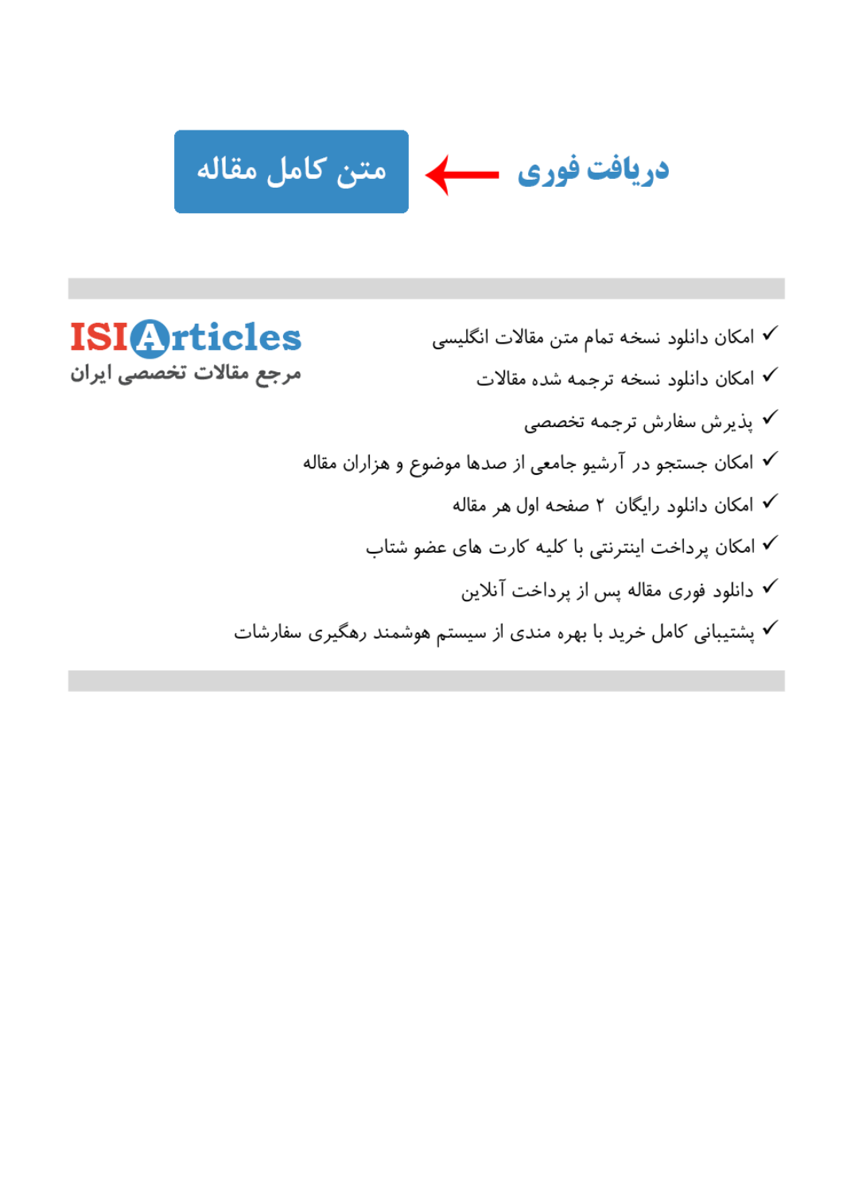دریافت فوری ← متن کامل مقاله

**ISIArticles**
مرجع مقالات تخصصی ایران

- ✓ امکان دانلود نسخه تمام متن مقالات انگلیسی
- ✓ امکان دانلود نسخه ترجمه شده مقالات
- ✓ پذیرش سفارش ترجمه تخصصی
- ✓ امکان جستجو در آرشیو جامعی از صدها موضوع و هزاران مقاله
- ✓ امکان دانلود رایگان ۲ صفحه اول هر مقاله
- ✓ امکان پرداخت اینترنتی با کلیه کارت های عضو شتاب
- ✓ دانلود فوری مقاله پس از پرداخت آنلاین
- ✓ پشتیبانی کامل خرید با بهره مندی از سیستم هوشمند رهگیری سفارشات